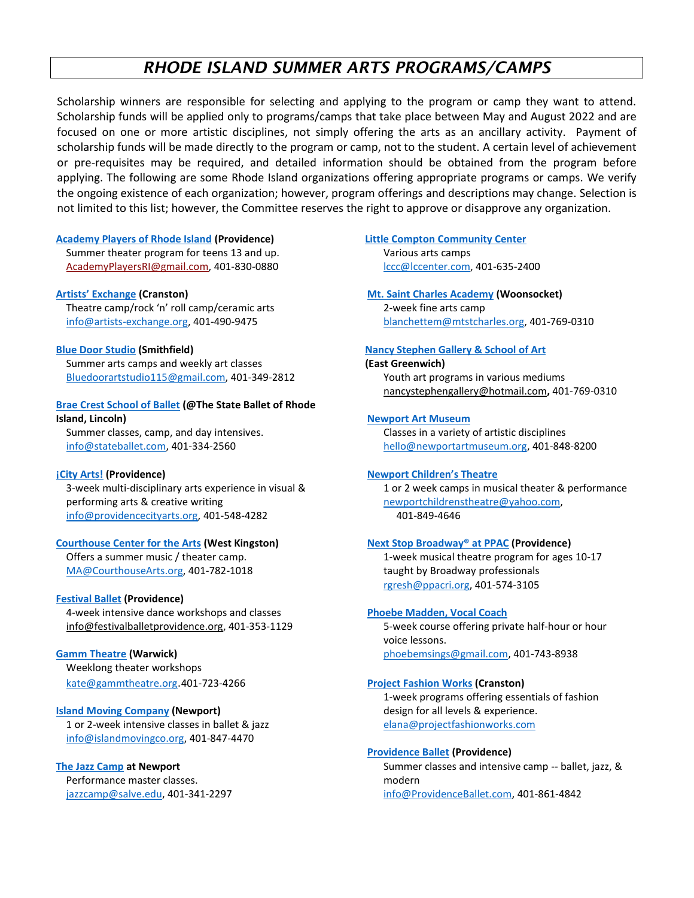# RHODE ISLAND SUMMER ARTS PROGRAMS/CAMPS

Scholarship winners are responsible for selecting and applying to the program or camp they want to attend. Scholarship funds will be applied only to programs/camps that take place between May and August 2022 and are focused on one or more artistic disciplines, not simply offering the arts as an ancillary activity. Payment of scholarship funds will be made directly to the program or camp, not to the student. A certain level of achievement or pre-requisites may be required, and detailed information should be obtained from the program before applying. The following are some Rhode Island organizations offering appropriate programs or camps. We verify the ongoing existence of each organization; however, program offerings and descriptions may change. Selection is not limited to this list; however, the Committee reserves the right to approve or disapprove any organization.

**Academy Players of Rhode Island (Providence)**
Summer theater program for teens 13 and up.
AcademyPlayersRI@gmail.com, 401-830-0880

**Artists' Exchange (Cranston)**
Theatre camp/rock 'n' roll camp/ceramic arts
info@artists-exchange.org, 401-490-9475

**Blue Door Studio (Smithfield)**
Summer arts camps and weekly art classes
Bluedoorartstudio115@gmail.com, 401-349-2812

**Brae Crest School of Ballet (@The State Ballet of Rhode Island, Lincoln)**
Summer classes, camp, and day intensives.
info@stateballet.com, 401-334-2560

**¡City Arts! (Providence)**
3-week multi-disciplinary arts experience in visual & performing arts & creative writing
info@providencecityarts.org, 401-548-4282

**Courthouse Center for the Arts (West Kingston)**
Offers a summer music / theater camp.
MA@CourthouseArts.org, 401-782-1018

**Festival Ballet (Providence)**
4-week intensive dance workshops and classes
info@festivalballetprovidence.org, 401-353-1129

**Gamm Theatre (Warwick)**
Weeklong theater workshops
kate@gammtheatre.org.401-723-4266

**Island Moving Company (Newport)**
1 or 2-week intensive classes in ballet & jazz
info@islandmovingco.org, 401-847-4470

**The Jazz Camp at Newport**
Performance master classes.
jazzcamp@salve.edu, 401-341-2297

**Little Compton Community Center**
Various arts camps
lccc@lccenter.com, 401-635-2400

**Mt. Saint Charles Academy (Woonsocket)**
2-week fine arts camp
blanchettem@mtstcharles.org, 401-769-0310

**Nancy Stephen Gallery & School of Art (East Greenwich)**
Youth art programs in various mediums
nancystephengallery@hotmail.com, 401-769-0310

**Newport Art Museum**
Classes in a variety of artistic disciplines
hello@newportartmuseum.org, 401-848-8200

**Newport Children's Theatre**
1 or 2 week camps in musical theater & performance
newportchildrenstheatre@yahoo.com, 401-849-4646

**Next Stop Broadway® at PPAC (Providence)**
1-week musical theatre program for ages 10-17 taught by Broadway professionals
rgresh@ppacri.org, 401-574-3105

**Phoebe Madden, Vocal Coach**
5-week course offering private half-hour or hour voice lessons.
phoebemsings@gmail.com, 401-743-8938

**Project Fashion Works (Cranston)**
1-week programs offering essentials of fashion design for all levels & experience.
elana@projectfashionworks.com

**Providence Ballet (Providence)**
Summer classes and intensive camp -- ballet, jazz, & modern
info@ProvidenceBallet.com, 401-861-4842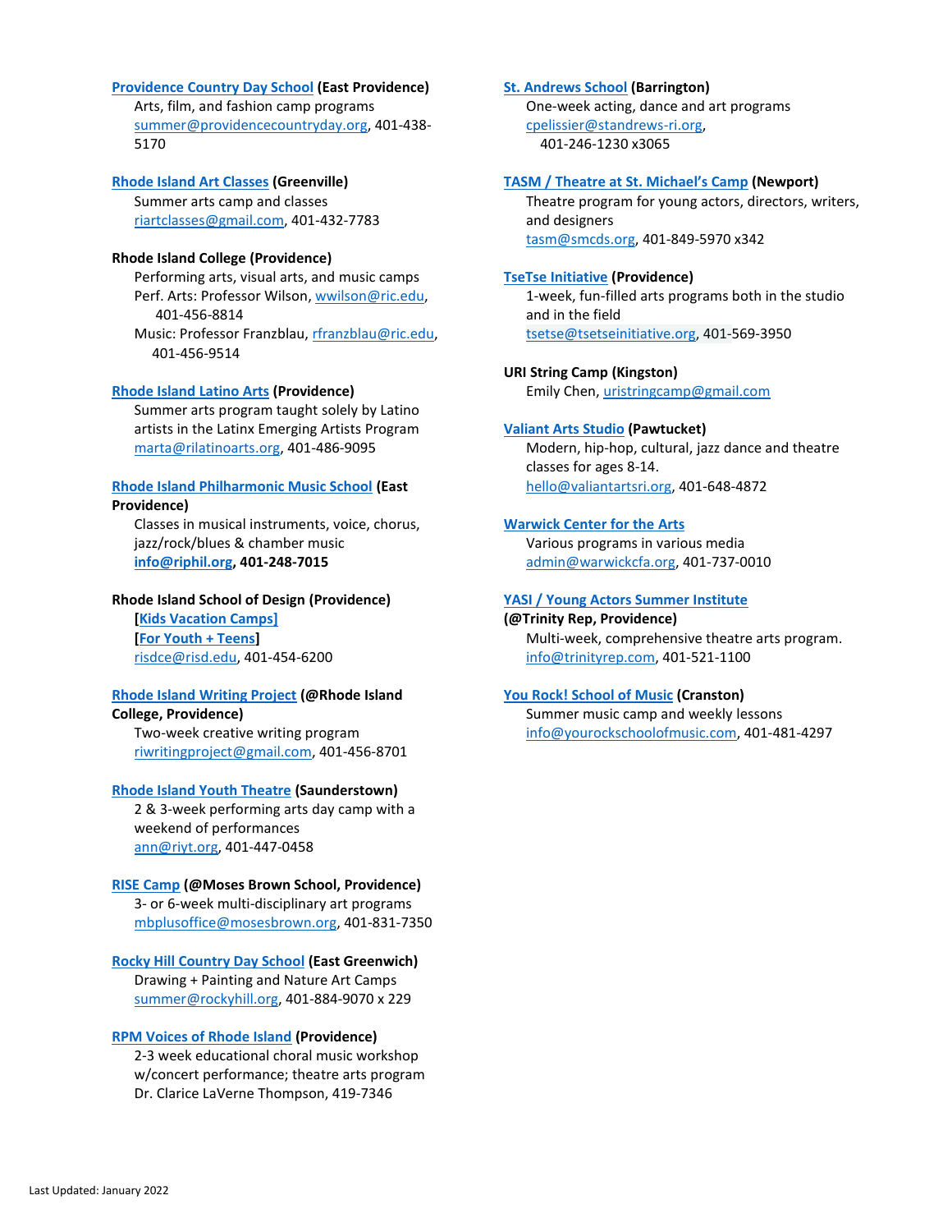**Providence Country Day School (East Providence)**
Arts, film, and fashion camp programs
summer@providencecountryday.org, 401-438-5170

**Rhode Island Art Classes (Greenville)**
Summer arts camp and classes
riartclasses@gmail.com, 401-432-7783

**Rhode Island College (Providence)**
Performing arts, visual arts, and music camps
Perf. Arts: Professor Wilson, wwilson@ric.edu, 401-456-8814
Music: Professor Franzblau, rfranzblau@ric.edu, 401-456-9514

**Rhode Island Latino Arts (Providence)**
Summer arts program taught solely by Latino artists in the Latinx Emerging Artists Program
marta@rilatinoarts.org, 401-486-9095

**Rhode Island Philharmonic Music School (East Providence)**
Classes in musical instruments, voice, chorus, jazz/rock/blues & chamber music
**info@riphil.org, 401-248-7015**

**Rhode Island School of Design (Providence)**
**[Kids Vacation Camps]**
**[For Youth + Teens]**
risdce@risd.edu, 401-454-6200

**Rhode Island Writing Project (@Rhode Island College, Providence)**
Two-week creative writing program
riwritingproject@gmail.com, 401-456-8701

**Rhode Island Youth Theatre (Saunderstown)**
2 & 3-week performing arts day camp with a weekend of performances
ann@riyt.org, 401-447-0458

**RISE Camp (@Moses Brown School, Providence)**
3- or 6-week multi-disciplinary art programs
mbplusoffice@mosesbrown.org, 401-831-7350

**Rocky Hill Country Day School (East Greenwich)**
Drawing + Painting and Nature Art Camps
summer@rockyhill.org, 401-884-9070 x 229

**RPM Voices of Rhode Island (Providence)**
2-3 week educational choral music workshop w/concert performance; theatre arts program
Dr. Clarice LaVerne Thompson, 419-7346

**St. Andrews School (Barrington)**
One-week acting, dance and art programs
cpelissier@standrews-ri.org, 401-246-1230 x3065

**TASM / Theatre at St. Michael's Camp (Newport)**
Theatre program for young actors, directors, writers, and designers
tasm@smcds.org, 401-849-5970 x342

**TseTse Initiative (Providence)**
1-week, fun-filled arts programs both in the studio and in the field
tsetse@tsetseinitiative.org, 401-569-3950

**URI String Camp (Kingston)**
Emily Chen, uristringcamp@gmail.com

**Valiant Arts Studio (Pawtucket)**
Modern, hip-hop, cultural, jazz dance and theatre classes for ages 8-14.
hello@valiantartsri.org, 401-648-4872

**Warwick Center for the Arts**
Various programs in various media
admin@warwickcfa.org, 401-737-0010

**YASI / Young Actors Summer Institute (@Trinity Rep, Providence)**
Multi-week, comprehensive theatre arts program.
info@trinityrep.com, 401-521-1100

**You Rock! School of Music (Cranston)**
Summer music camp and weekly lessons
info@yourockschoolofmusic.com, 401-481-4297

Last Updated: January 2022